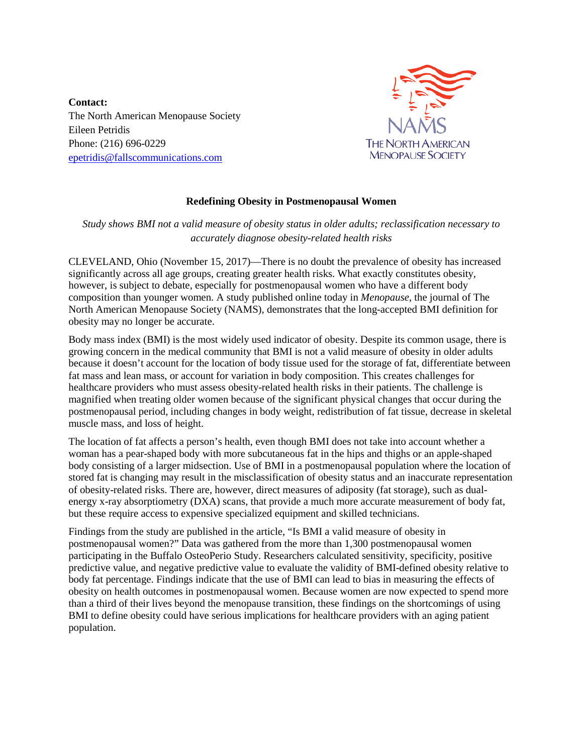**Contact:**
The North American Menopause Society
Eileen Petridis
Phone: (216) 696-0229
epetridis@fallscommunications.com

NAMS
THE NORTH AMERICAN MENOPAUSE SOCIETY

# Redefining Obesity in Postmenopausal Women

*Study shows BMI not a valid measure of obesity status in older adults; reclassification necessary to accurately diagnose obesity-related health risks*

CLEVELAND, Ohio (November 15, 2017)—There is no doubt the prevalence of obesity has increased significantly across all age groups, creating greater health risks. What exactly constitutes obesity, however, is subject to debate, especially for postmenopausal women who have a different body composition than younger women. A study published online today in *Menopause*, the journal of The North American Menopause Society (NAMS), demonstrates that the long-accepted BMI definition for obesity may no longer be accurate.

Body mass index (BMI) is the most widely used indicator of obesity. Despite its common usage, there is growing concern in the medical community that BMI is not a valid measure of obesity in older adults because it doesn't account for the location of body tissue used for the storage of fat, differentiate between fat mass and lean mass, or account for variation in body composition. This creates challenges for healthcare providers who must assess obesity-related health risks in their patients. The challenge is magnified when treating older women because of the significant physical changes that occur during the postmenopausal period, including changes in body weight, redistribution of fat tissue, decrease in skeletal muscle mass, and loss of height.

The location of fat affects a person's health, even though BMI does not take into account whether a woman has a pear-shaped body with more subcutaneous fat in the hips and thighs or an apple-shaped body consisting of a larger midsection. Use of BMI in a postmenopausal population where the location of stored fat is changing may result in the misclassification of obesity status and an inaccurate representation of obesity-related risks. There are, however, direct measures of adiposity (fat storage), such as dual-energy x-ray absorptiometry (DXA) scans, that provide a much more accurate measurement of body fat, but these require access to expensive specialized equipment and skilled technicians.

Findings from the study are published in the article, "Is BMI a valid measure of obesity in postmenopausal women?" Data was gathered from the more than 1,300 postmenopausal women participating in the Buffalo OsteoPerio Study. Researchers calculated sensitivity, specificity, positive predictive value, and negative predictive value to evaluate the validity of BMI-defined obesity relative to body fat percentage. Findings indicate that the use of BMI can lead to bias in measuring the effects of obesity on health outcomes in postmenopausal women. Because women are now expected to spend more than a third of their lives beyond the menopause transition, these findings on the shortcomings of using BMI to define obesity could have serious implications for healthcare providers with an aging patient population.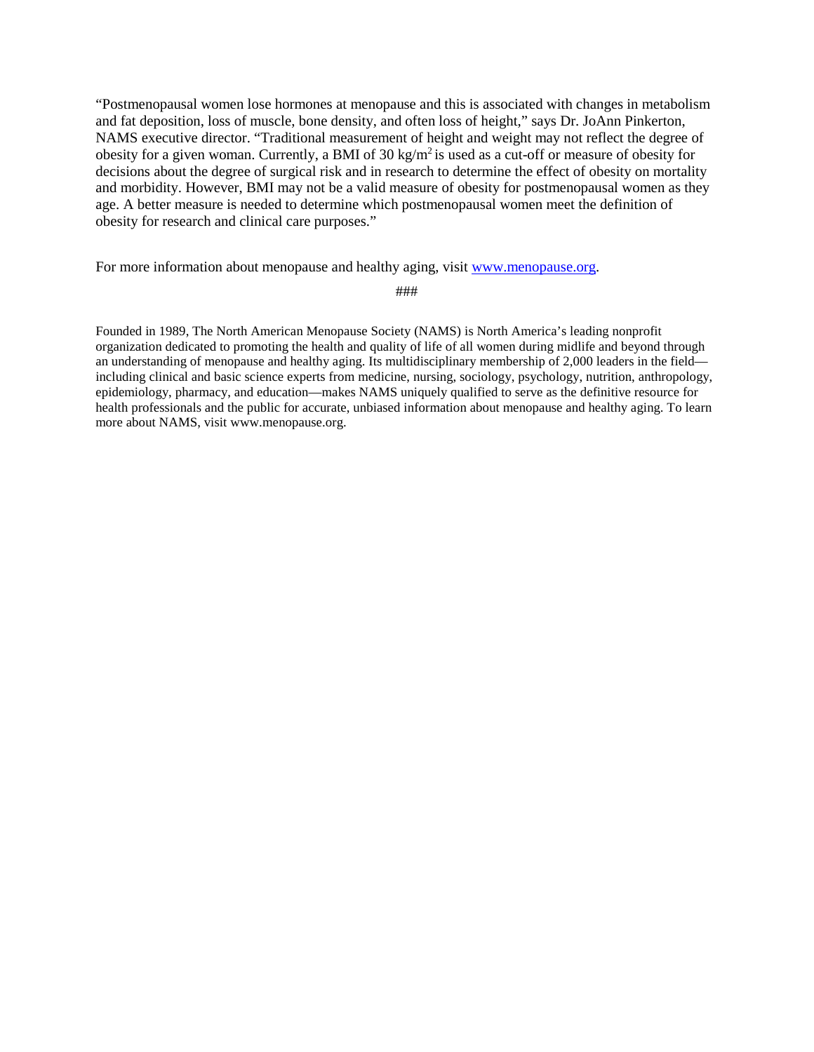"Postmenopausal women lose hormones at menopause and this is associated with changes in metabolism and fat deposition, loss of muscle, bone density, and often loss of height," says Dr. JoAnn Pinkerton, NAMS executive director. "Traditional measurement of height and weight may not reflect the degree of obesity for a given woman. Currently, a BMI of 30 $kg/m^2$ is used as a cut-off or measure of obesity for decisions about the degree of surgical risk and in research to determine the effect of obesity on mortality and morbidity. However, BMI may not be a valid measure of obesity for postmenopausal women as they age. A better measure is needed to determine which postmenopausal women meet the definition of obesity for research and clinical care purposes."

For more information about menopause and healthy aging, visit [www.menopause.org](http://www.menopause.org).

###

Founded in 1989, The North American Menopause Society (NAMS) is North America's leading nonprofit organization dedicated to promoting the health and quality of life of all women during midlife and beyond through an understanding of menopause and healthy aging. Its multidisciplinary membership of 2,000 leaders in the field—including clinical and basic science experts from medicine, nursing, sociology, psychology, nutrition, anthropology, epidemiology, pharmacy, and education—makes NAMS uniquely qualified to serve as the definitive resource for health professionals and the public for accurate, unbiased information about menopause and healthy aging. To learn more about NAMS, visit www.menopause.org.